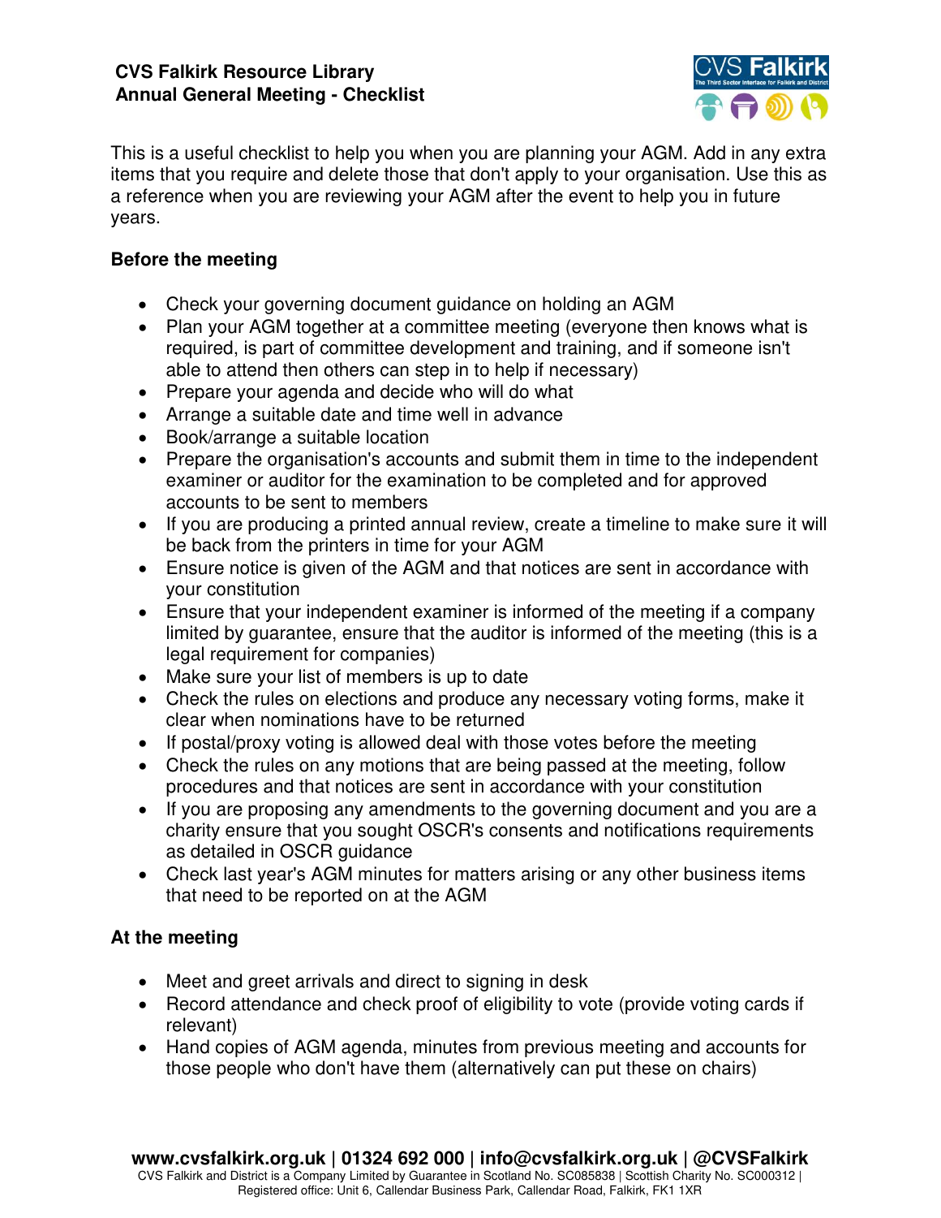**CVS Falkirk Resource Library**
**Annual General Meeting - Checklist**

This is a useful checklist to help you when you are planning your AGM. Add in any extra items that you require and delete those that don't apply to your organisation. Use this as a reference when you are reviewing your AGM after the event to help you in future years.

**Before the meeting**

- Check your governing document guidance on holding an AGM
- Plan your AGM together at a committee meeting (everyone then knows what is required, is part of committee development and training, and if someone isn't able to attend then others can step in to help if necessary)
- Prepare your agenda and decide who will do what
- Arrange a suitable date and time well in advance
- Book/arrange a suitable location
- Prepare the organisation's accounts and submit them in time to the independent examiner or auditor for the examination to be completed and for approved accounts to be sent to members
- If you are producing a printed annual review, create a timeline to make sure it will be back from the printers in time for your AGM
- Ensure notice is given of the AGM and that notices are sent in accordance with your constitution
- Ensure that your independent examiner is informed of the meeting if a company limited by guarantee, ensure that the auditor is informed of the meeting (this is a legal requirement for companies)
- Make sure your list of members is up to date
- Check the rules on elections and produce any necessary voting forms, make it clear when nominations have to be returned
- If postal/proxy voting is allowed deal with those votes before the meeting
- Check the rules on any motions that are being passed at the meeting, follow procedures and that notices are sent in accordance with your constitution
- If you are proposing any amendments to the governing document and you are a charity ensure that you sought OSCR's consents and notifications requirements as detailed in OSCR guidance
- Check last year's AGM minutes for matters arising or any other business items that need to be reported on at the AGM

**At the meeting**

- Meet and greet arrivals and direct to signing in desk
- Record attendance and check proof of eligibility to vote (provide voting cards if relevant)
- Hand copies of AGM agenda, minutes from previous meeting and accounts for those people who don't have them (alternatively can put these on chairs)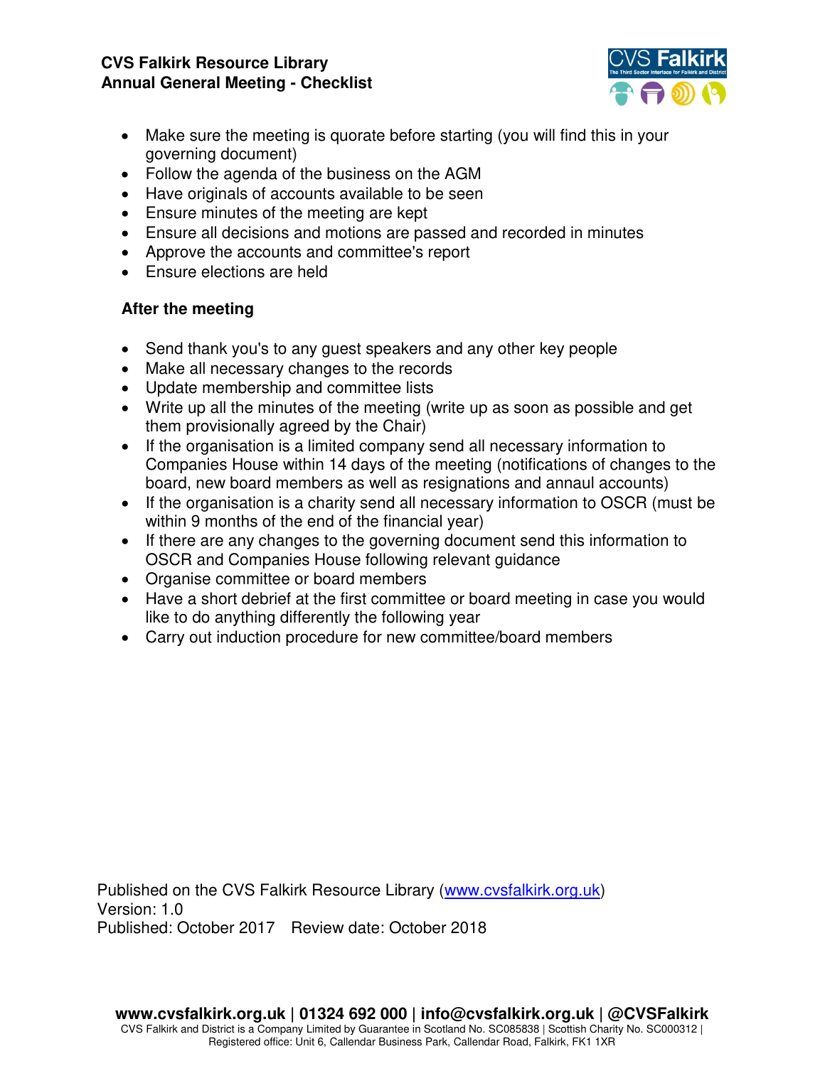- Make sure the meeting is quorate before starting (you will find this in your governing document)
- Follow the agenda of the business on the AGM
- Have originals of accounts available to be seen
- Ensure minutes of the meeting are kept
- Ensure all decisions and motions are passed and recorded in minutes
- Approve the accounts and committee's report
- Ensure elections are held

**After the meeting**

- Send thank you's to any guest speakers and any other key people
- Make all necessary changes to the records
- Update membership and committee lists
- Write up all the minutes of the meeting (write up as soon as possible and get them provisionally agreed by the Chair)
- If the organisation is a limited company send all necessary information to Companies House within 14 days of the meeting (notifications of changes to the board, new board members as well as resignations and annaul accounts)
- If the organisation is a charity send all necessary information to OSCR (must be within 9 months of the end of the financial year)
- If there are any changes to the governing document send this information to OSCR and Companies House following relevant guidance
- Organise committee or board members
- Have a short debrief at the first committee or board meeting in case you would like to do anything differently the following year
- Carry out induction procedure for new committee/board members

Published on the CVS Falkirk Resource Library (www.cvsfalkirk.org.uk)
Version: 1.0
Published: October 2017 Review date: October 2018